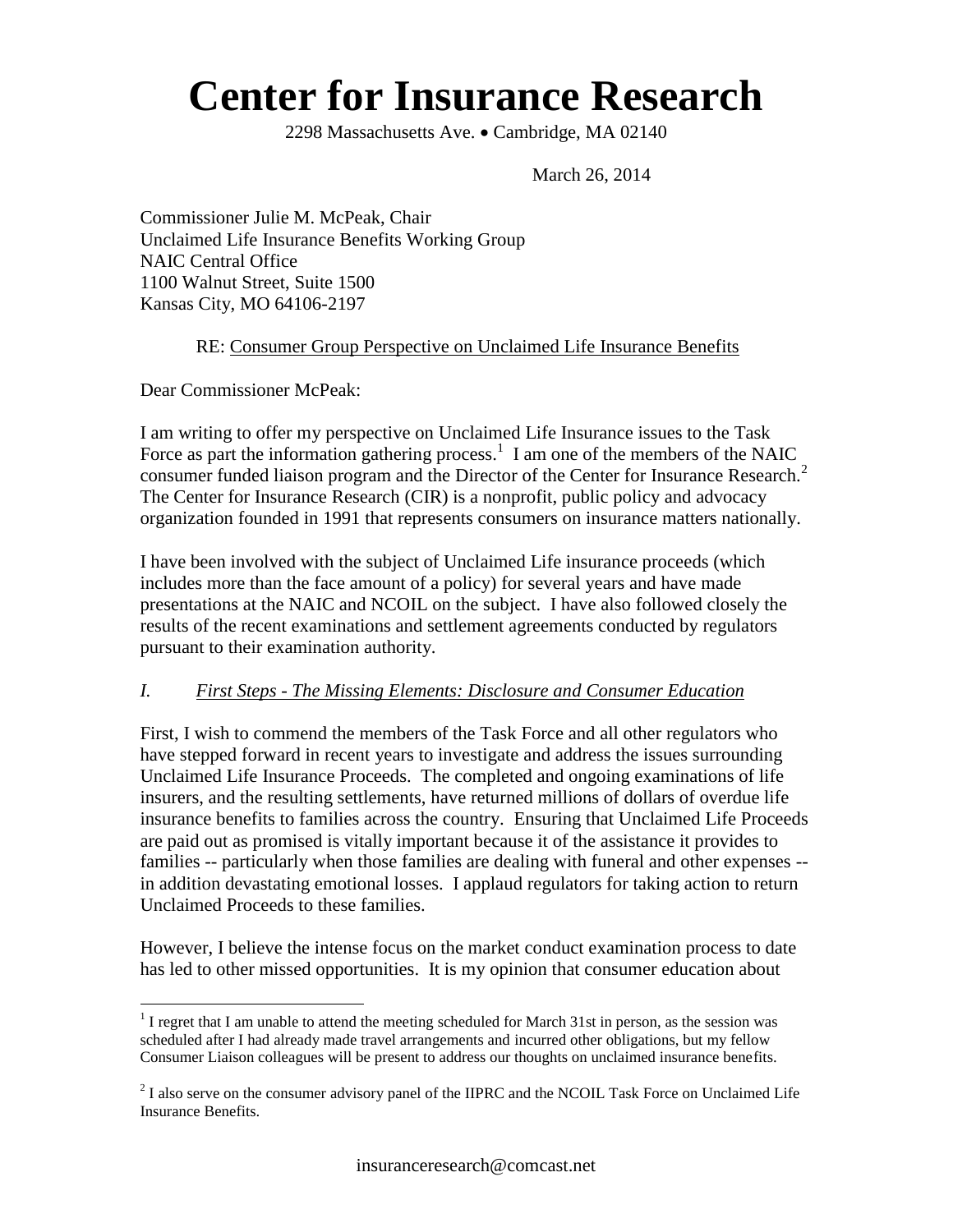# Center for Insurance Research

2298 Massachusetts Ave. • Cambridge, MA 02140

March 26, 2014

Commissioner Julie M. McPeak, Chair
Unclaimed Life Insurance Benefits Working Group
NAIC Central Office
1100 Walnut Street, Suite 1500
Kansas City, MO 64106-2197

RE: Consumer Group Perspective on Unclaimed Life Insurance Benefits

Dear Commissioner McPeak:

I am writing to offer my perspective on Unclaimed Life Insurance issues to the Task Force as part the information gathering process.[1] I am one of the members of the NAIC consumer funded liaison program and the Director of the Center for Insurance Research.[2] The Center for Insurance Research (CIR) is a nonprofit, public policy and advocacy organization founded in 1991 that represents consumers on insurance matters nationally.

I have been involved with the subject of Unclaimed Life insurance proceeds (which includes more than the face amount of a policy) for several years and have made presentations at the NAIC and NCOIL on the subject. I have also followed closely the results of the recent examinations and settlement agreements conducted by regulators pursuant to their examination authority.

## *I. First Steps - The Missing Elements: Disclosure and Consumer Education*

First, I wish to commend the members of the Task Force and all other regulators who have stepped forward in recent years to investigate and address the issues surrounding Unclaimed Life Insurance Proceeds. The completed and ongoing examinations of life insurers, and the resulting settlements, have returned millions of dollars of overdue life insurance benefits to families across the country. Ensuring that Unclaimed Life Proceeds are paid out as promised is vitally important because it of the assistance it provides to families -- particularly when those families are dealing with funeral and other expenses -- in addition devastating emotional losses. I applaud regulators for taking action to return Unclaimed Proceeds to these families.

However, I believe the intense focus on the market conduct examination process to date has led to other missed opportunities. It is my opinion that consumer education about

---

[1] I regret that I am unable to attend the meeting scheduled for March 31st in person, as the session was scheduled after I had already made travel arrangements and incurred other obligations, but my fellow Consumer Liaison colleagues will be present to address our thoughts on unclaimed insurance benefits.

[2] I also serve on the consumer advisory panel of the IIPRC and the NCOIL Task Force on Unclaimed Life Insurance Benefits.

insuranceresearch@comcast.net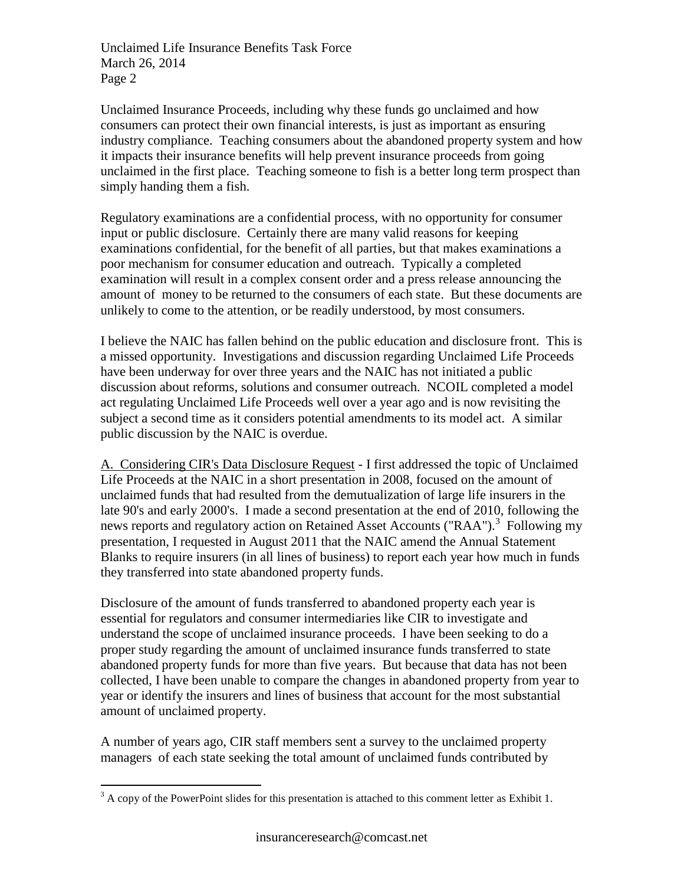Unclaimed Insurance Proceeds, including why these funds go unclaimed and how consumers can protect their own financial interests, is just as important as ensuring industry compliance. Teaching consumers about the abandoned property system and how it impacts their insurance benefits will help prevent insurance proceeds from going unclaimed in the first place. Teaching someone to fish is a better long term prospect than simply handing them a fish.

Regulatory examinations are a confidential process, with no opportunity for consumer input or public disclosure. Certainly there are many valid reasons for keeping examinations confidential, for the benefit of all parties, but that makes examinations a poor mechanism for consumer education and outreach. Typically a completed examination will result in a complex consent order and a press release announcing the amount of money to be returned to the consumers of each state. But these documents are unlikely to come to the attention, or be readily understood, by most consumers.

I believe the NAIC has fallen behind on the public education and disclosure front. This is a missed opportunity. Investigations and discussion regarding Unclaimed Life Proceeds have been underway for over three years and the NAIC has not initiated a public discussion about reforms, solutions and consumer outreach. NCOIL completed a model act regulating Unclaimed Life Proceeds well over a year ago and is now revisiting the subject a second time as it considers potential amendments to its model act. A similar public discussion by the NAIC is overdue.

<u>A. Considering CIR's Data Disclosure Request</u> - I first addressed the topic of Unclaimed Life Proceeds at the NAIC in a short presentation in 2008, focused on the amount of unclaimed funds that had resulted from the demutualization of large life insurers in the late 90's and early 2000's. I made a second presentation at the end of 2010, following the news reports and regulatory action on Retained Asset Accounts ("RAA").[3] Following my presentation, I requested in August 2011 that the NAIC amend the Annual Statement Blanks to require insurers (in all lines of business) to report each year how much in funds they transferred into state abandoned property funds.

Disclosure of the amount of funds transferred to abandoned property each year is essential for regulators and consumer intermediaries like CIR to investigate and understand the scope of unclaimed insurance proceeds. I have been seeking to do a proper study regarding the amount of unclaimed insurance funds transferred to state abandoned property funds for more than five years. But because that data has not been collected, I have been unable to compare the changes in abandoned property from year to year or identify the insurers and lines of business that account for the most substantial amount of unclaimed property.

A number of years ago, CIR staff members sent a survey to the unclaimed property managers of each state seeking the total amount of unclaimed funds contributed by

---

[3] A copy of the PowerPoint slides for this presentation is attached to this comment letter as Exhibit 1.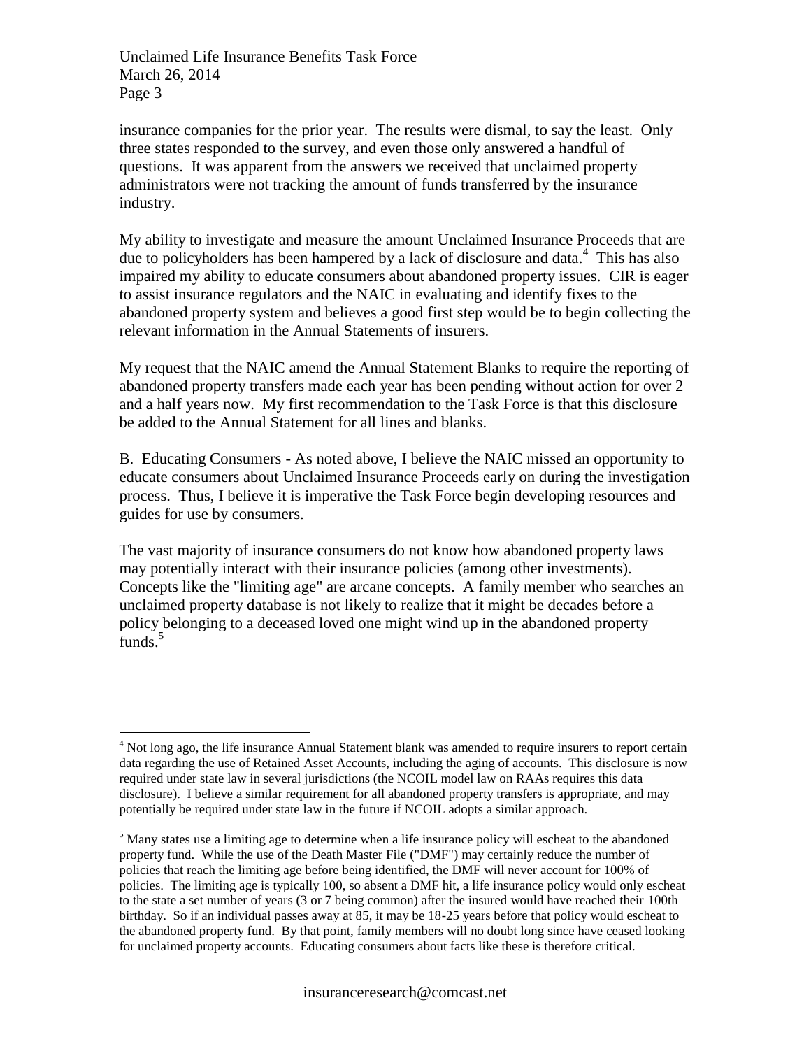insurance companies for the prior year. The results were dismal, to say the least. Only three states responded to the survey, and even those only answered a handful of questions. It was apparent from the answers we received that unclaimed property administrators were not tracking the amount of funds transferred by the insurance industry.

My ability to investigate and measure the amount Unclaimed Insurance Proceeds that are due to policyholders has been hampered by a lack of disclosure and data.[4] This has also impaired my ability to educate consumers about abandoned property issues. CIR is eager to assist insurance regulators and the NAIC in evaluating and identify fixes to the abandoned property system and believes a good first step would be to begin collecting the relevant information in the Annual Statements of insurers.

My request that the NAIC amend the Annual Statement Blanks to require the reporting of abandoned property transfers made each year has been pending without action for over 2 and a half years now. My first recommendation to the Task Force is that this disclosure be added to the Annual Statement for all lines and blanks.

<u>B. Educating Consumers</u> - As noted above, I believe the NAIC missed an opportunity to educate consumers about Unclaimed Insurance Proceeds early on during the investigation process. Thus, I believe it is imperative the Task Force begin developing resources and guides for use by consumers.

The vast majority of insurance consumers do not know how abandoned property laws may potentially interact with their insurance policies (among other investments). Concepts like the "limiting age" are arcane concepts. A family member who searches an unclaimed property database is not likely to realize that it might be decades before a policy belonging to a deceased loved one might wind up in the abandoned property funds.[5]

---

[4] Not long ago, the life insurance Annual Statement blank was amended to require insurers to report certain data regarding the use of Retained Asset Accounts, including the aging of accounts. This disclosure is now required under state law in several jurisdictions (the NCOIL model law on RAAs requires this data disclosure). I believe a similar requirement for all abandoned property transfers is appropriate, and may potentially be required under state law in the future if NCOIL adopts a similar approach.

[5] Many states use a limiting age to determine when a life insurance policy will escheat to the abandoned property fund. While the use of the Death Master File ("DMF") may certainly reduce the number of policies that reach the limiting age before being identified, the DMF will never account for 100% of policies. The limiting age is typically 100, so absent a DMF hit, a life insurance policy would only escheat to the state a set number of years (3 or 7 being common) after the insured would have reached their 100th birthday. So if an individual passes away at 85, it may be 18-25 years before that policy would escheat to the abandoned property fund. By that point, family members will no doubt long since have ceased looking for unclaimed property accounts. Educating consumers about facts like these is therefore critical.

insuranceresearch@comcast.net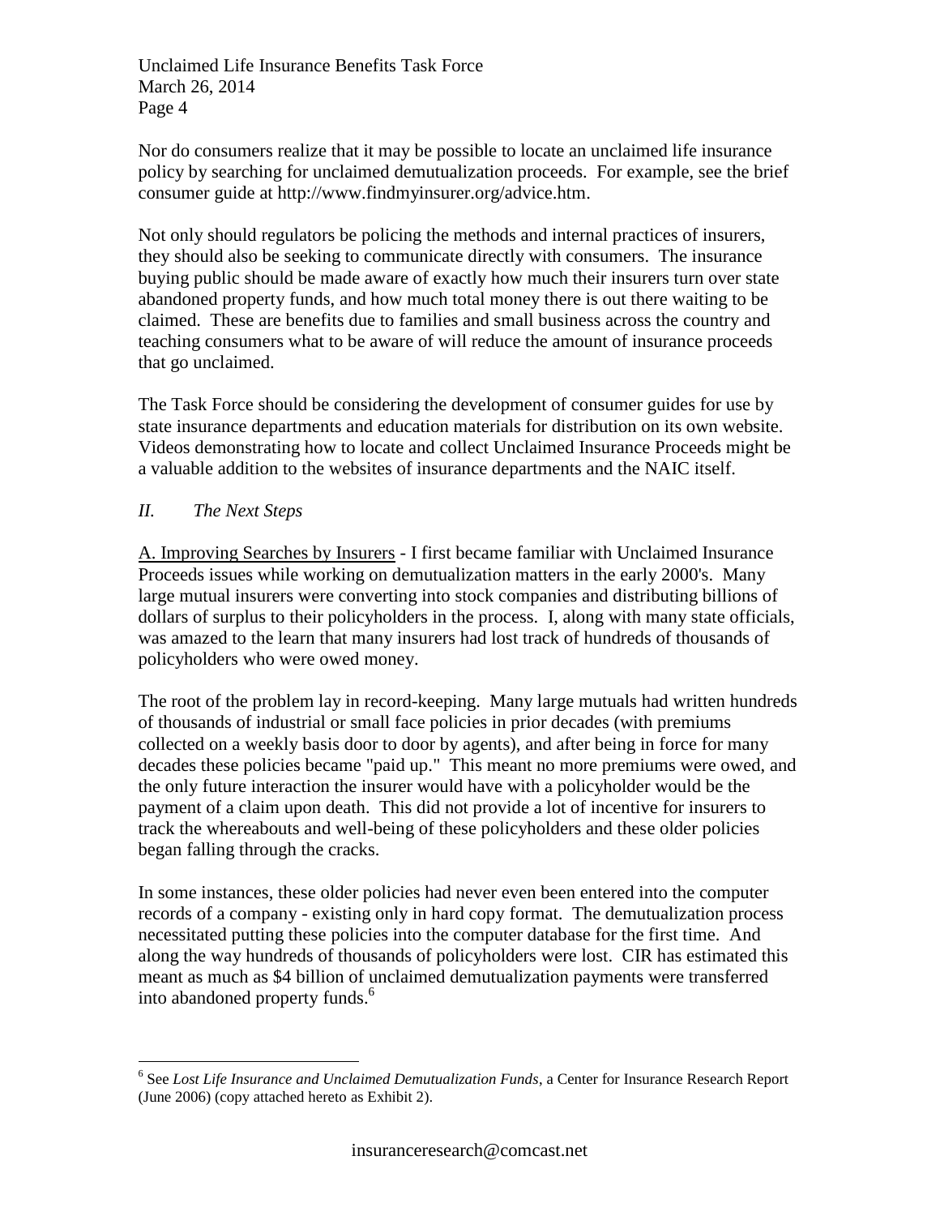Nor do consumers realize that it may be possible to locate an unclaimed life insurance policy by searching for unclaimed demutualization proceeds. For example, see the brief consumer guide at http://www.findmyinsurer.org/advice.htm.

Not only should regulators be policing the methods and internal practices of insurers, they should also be seeking to communicate directly with consumers. The insurance buying public should be made aware of exactly how much their insurers turn over state abandoned property funds, and how much total money there is out there waiting to be claimed. These are benefits due to families and small business across the country and teaching consumers what to be aware of will reduce the amount of insurance proceeds that go unclaimed.

The Task Force should be considering the development of consumer guides for use by state insurance departments and education materials for distribution on its own website. Videos demonstrating how to locate and collect Unclaimed Insurance Proceeds might be a valuable addition to the websites of insurance departments and the NAIC itself.

## *II. The Next Steps*

<u>A. Improving Searches by Insurers</u> - I first became familiar with Unclaimed Insurance Proceeds issues while working on demutualization matters in the early 2000's. Many large mutual insurers were converting into stock companies and distributing billions of dollars of surplus to their policyholders in the process. I, along with many state officials, was amazed to the learn that many insurers had lost track of hundreds of thousands of policyholders who were owed money.

The root of the problem lay in record-keeping. Many large mutuals had written hundreds of thousands of industrial or small face policies in prior decades (with premiums collected on a weekly basis door to door by agents), and after being in force for many decades these policies became "paid up." This meant no more premiums were owed, and the only future interaction the insurer would have with a policyholder would be the payment of a claim upon death. This did not provide a lot of incentive for insurers to track the whereabouts and well-being of these policyholders and these older policies began falling through the cracks.

In some instances, these older policies had never even been entered into the computer records of a company - existing only in hard copy format. The demutualization process necessitated putting these policies into the computer database for the first time. And along the way hundreds of thousands of policyholders were lost. CIR has estimated this meant as much as $4 billion of unclaimed demutualization payments were transferred into abandoned property funds.[6]

---

[6] See *Lost Life Insurance and Unclaimed Demutualization Funds*, a Center for Insurance Research Report (June 2006) (copy attached hereto as Exhibit 2).

insuranceresearch@comcast.net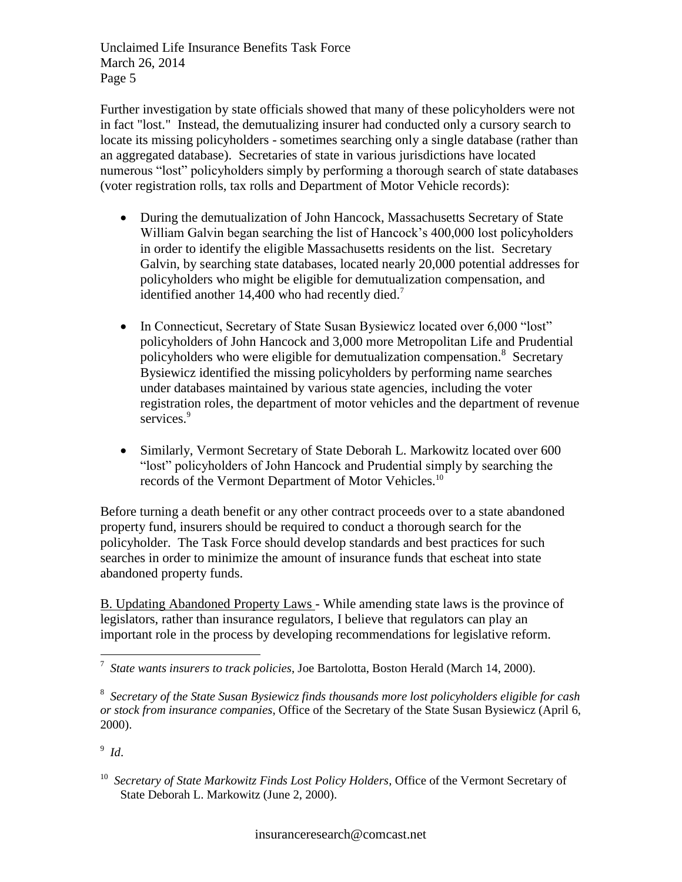Further investigation by state officials showed that many of these policyholders were not in fact "lost." Instead, the demutualizing insurer had conducted only a cursory search to locate its missing policyholders - sometimes searching only a single database (rather than an aggregated database). Secretaries of state in various jurisdictions have located numerous "lost" policyholders simply by performing a thorough search of state databases (voter registration rolls, tax rolls and Department of Motor Vehicle records):

- During the demutualization of John Hancock, Massachusetts Secretary of State William Galvin began searching the list of Hancock's 400,000 lost policyholders in order to identify the eligible Massachusetts residents on the list. Secretary Galvin, by searching state databases, located nearly 20,000 potential addresses for policyholders who might be eligible for demutualization compensation, and identified another 14,400 who had recently died.[7]

- In Connecticut, Secretary of State Susan Bysiewicz located over 6,000 "lost" policyholders of John Hancock and 3,000 more Metropolitan Life and Prudential policyholders who were eligible for demutualization compensation.[8] Secretary Bysiewicz identified the missing policyholders by performing name searches under databases maintained by various state agencies, including the voter registration roles, the department of motor vehicles and the department of revenue services.[9]

- Similarly, Vermont Secretary of State Deborah L. Markowitz located over 600 "lost" policyholders of John Hancock and Prudential simply by searching the records of the Vermont Department of Motor Vehicles.[10]

Before turning a death benefit or any other contract proceeds over to a state abandoned property fund, insurers should be required to conduct a thorough search for the policyholder. The Task Force should develop standards and best practices for such searches in order to minimize the amount of insurance funds that escheat into state abandoned property funds.

<u>B. Updating Abandoned Property Laws</u> - While amending state laws is the province of legislators, rather than insurance regulators, I believe that regulators can play an important role in the process by developing recommendations for legislative reform.

---

[7] *State wants insurers to track policies*, Joe Bartolotta, Boston Herald (March 14, 2000).

[8] *Secretary of the State Susan Bysiewicz finds thousands more lost policyholders eligible for cash or stock from insurance companies*, Office of the Secretary of the State Susan Bysiewicz (April 6, 2000).

[9] *Id*.

[10] *Secretary of State Markowitz Finds Lost Policy Holders*, Office of the Vermont Secretary of State Deborah L. Markowitz (June 2, 2000).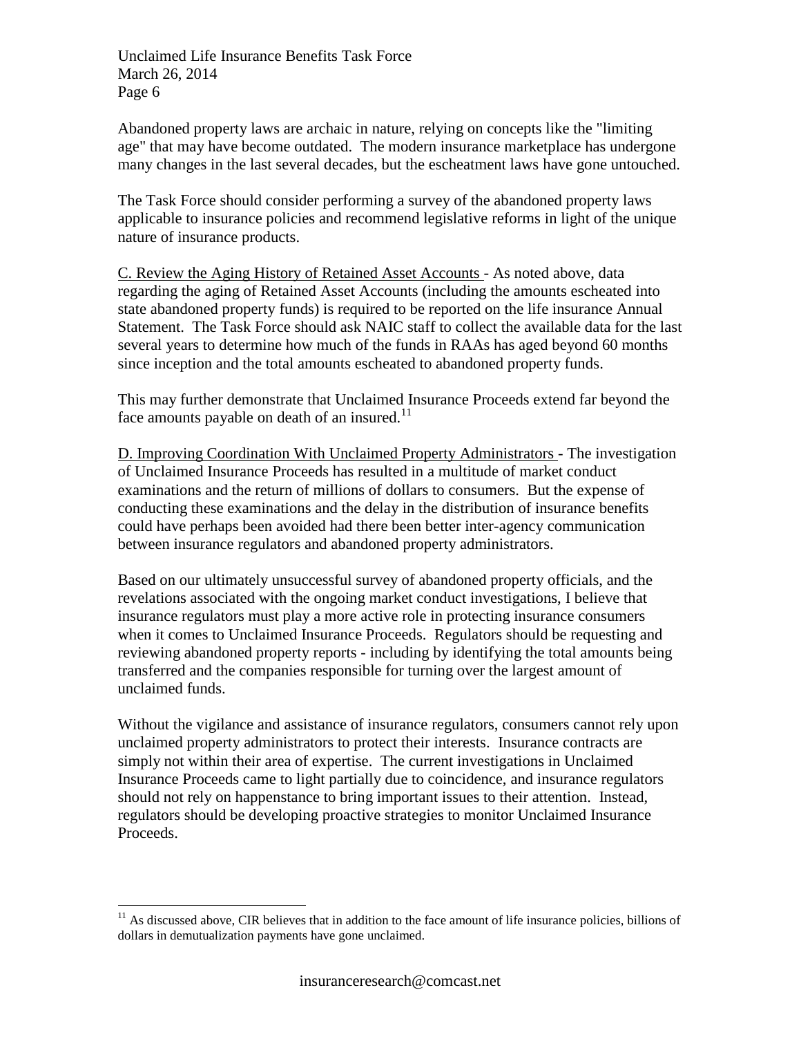Abandoned property laws are archaic in nature, relying on concepts like the "limiting age" that may have become outdated. The modern insurance marketplace has undergone many changes in the last several decades, but the escheatment laws have gone untouched.

The Task Force should consider performing a survey of the abandoned property laws applicable to insurance policies and recommend legislative reforms in light of the unique nature of insurance products.

<u>C. Review the Aging History of Retained Asset Accounts</u> - As noted above, data regarding the aging of Retained Asset Accounts (including the amounts escheated into state abandoned property funds) is required to be reported on the life insurance Annual Statement. The Task Force should ask NAIC staff to collect the available data for the last several years to determine how much of the funds in RAAs has aged beyond 60 months since inception and the total amounts escheated to abandoned property funds.

This may further demonstrate that Unclaimed Insurance Proceeds extend far beyond the face amounts payable on death of an insured.[11]

<u>D. Improving Coordination With Unclaimed Property Administrators</u> - The investigation of Unclaimed Insurance Proceeds has resulted in a multitude of market conduct examinations and the return of millions of dollars to consumers. But the expense of conducting these examinations and the delay in the distribution of insurance benefits could have perhaps been avoided had there been better inter-agency communication between insurance regulators and abandoned property administrators.

Based on our ultimately unsuccessful survey of abandoned property officials, and the revelations associated with the ongoing market conduct investigations, I believe that insurance regulators must play a more active role in protecting insurance consumers when it comes to Unclaimed Insurance Proceeds. Regulators should be requesting and reviewing abandoned property reports - including by identifying the total amounts being transferred and the companies responsible for turning over the largest amount of unclaimed funds.

Without the vigilance and assistance of insurance regulators, consumers cannot rely upon unclaimed property administrators to protect their interests. Insurance contracts are simply not within their area of expertise. The current investigations in Unclaimed Insurance Proceeds came to light partially due to coincidence, and insurance regulators should not rely on happenstance to bring important issues to their attention. Instead, regulators should be developing proactive strategies to monitor Unclaimed Insurance Proceeds.

---

[11] As discussed above, CIR believes that in addition to the face amount of life insurance policies, billions of dollars in demutualization payments have gone unclaimed.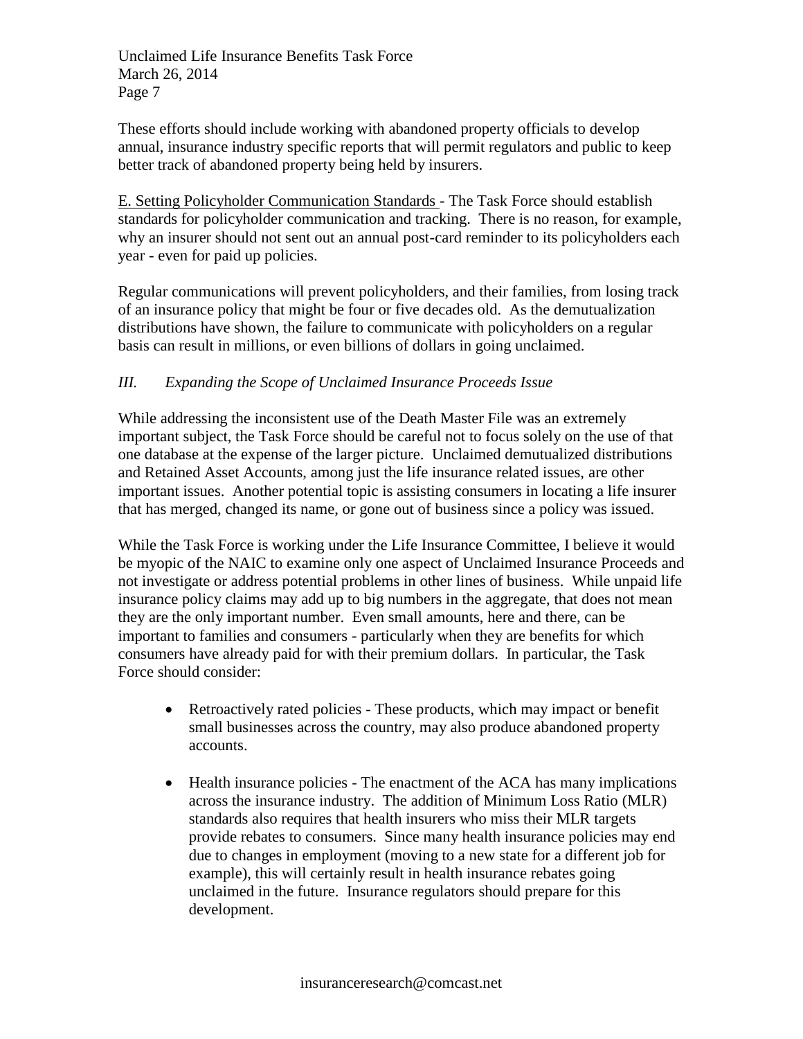These efforts should include working with abandoned property officials to develop annual, insurance industry specific reports that will permit regulators and public to keep better track of abandoned property being held by insurers.

<u>E. Setting Policyholder Communication Standards</u> - The Task Force should establish standards for policyholder communication and tracking. There is no reason, for example, why an insurer should not sent out an annual post-card reminder to its policyholders each year - even for paid up policies.

Regular communications will prevent policyholders, and their families, from losing track of an insurance policy that might be four or five decades old. As the demutualization distributions have shown, the failure to communicate with policyholders on a regular basis can result in millions, or even billions of dollars in going unclaimed.

## *III. Expanding the Scope of Unclaimed Insurance Proceeds Issue*

While addressing the inconsistent use of the Death Master File was an extremely important subject, the Task Force should be careful not to focus solely on the use of that one database at the expense of the larger picture. Unclaimed demutualized distributions and Retained Asset Accounts, among just the life insurance related issues, are other important issues. Another potential topic is assisting consumers in locating a life insurer that has merged, changed its name, or gone out of business since a policy was issued.

While the Task Force is working under the Life Insurance Committee, I believe it would be myopic of the NAIC to examine only one aspect of Unclaimed Insurance Proceeds and not investigate or address potential problems in other lines of business. While unpaid life insurance policy claims may add up to big numbers in the aggregate, that does not mean they are the only important number. Even small amounts, here and there, can be important to families and consumers - particularly when they are benefits for which consumers have already paid for with their premium dollars. In particular, the Task Force should consider:

- Retroactively rated policies - These products, which may impact or benefit small businesses across the country, may also produce abandoned property accounts.
- Health insurance policies - The enactment of the ACA has many implications across the insurance industry. The addition of Minimum Loss Ratio (MLR) standards also requires that health insurers who miss their MLR targets provide rebates to consumers. Since many health insurance policies may end due to changes in employment (moving to a new state for a different job for example), this will certainly result in health insurance rebates going unclaimed in the future. Insurance regulators should prepare for this development.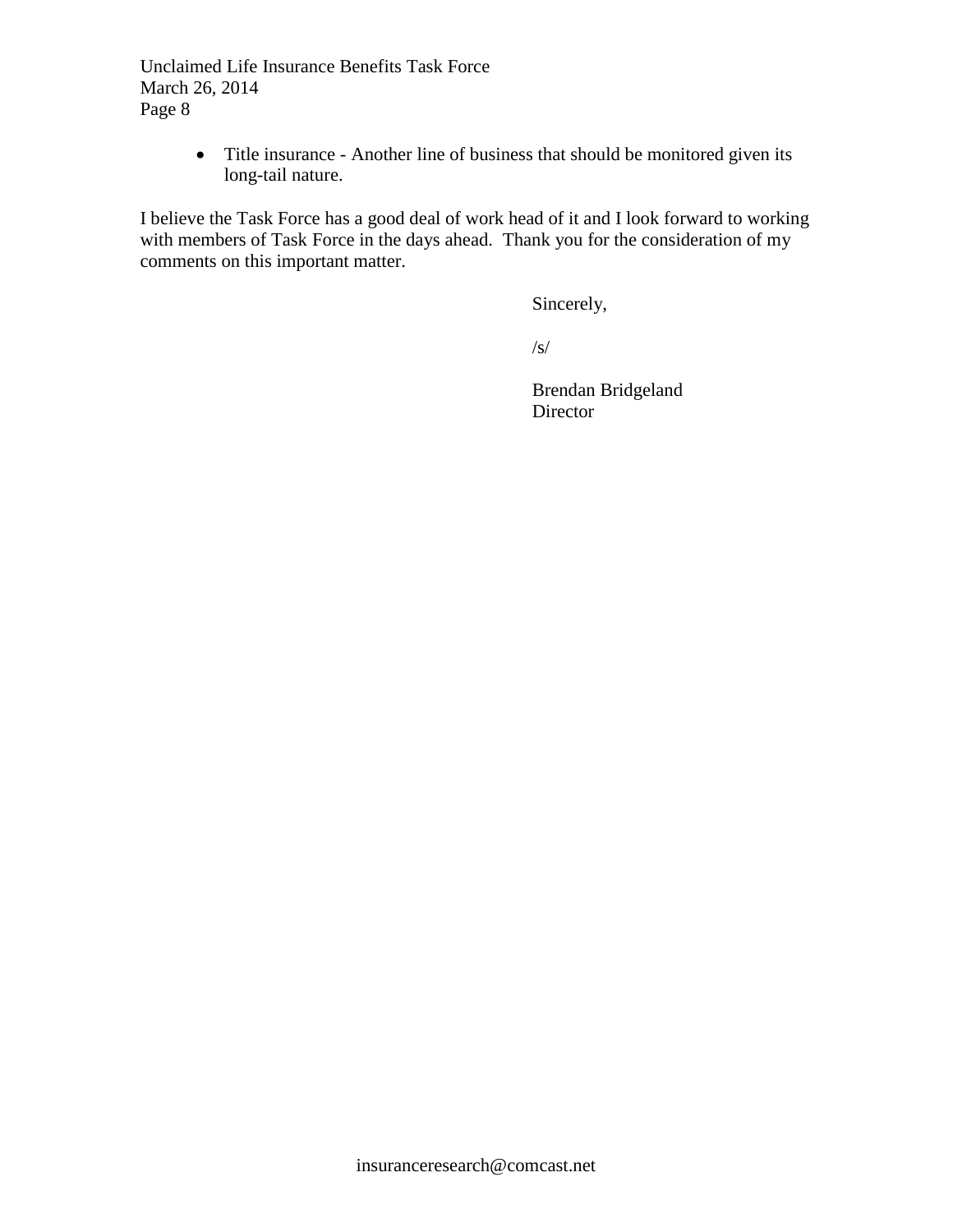- Title insurance - Another line of business that should be monitored given its long-tail nature.

I believe the Task Force has a good deal of work head of it and I look forward to working with members of Task Force in the days ahead. Thank you for the consideration of my comments on this important matter.

Sincerely,

/s/

Brendan Bridgeland
Director

insuranceresearch@comcast.net